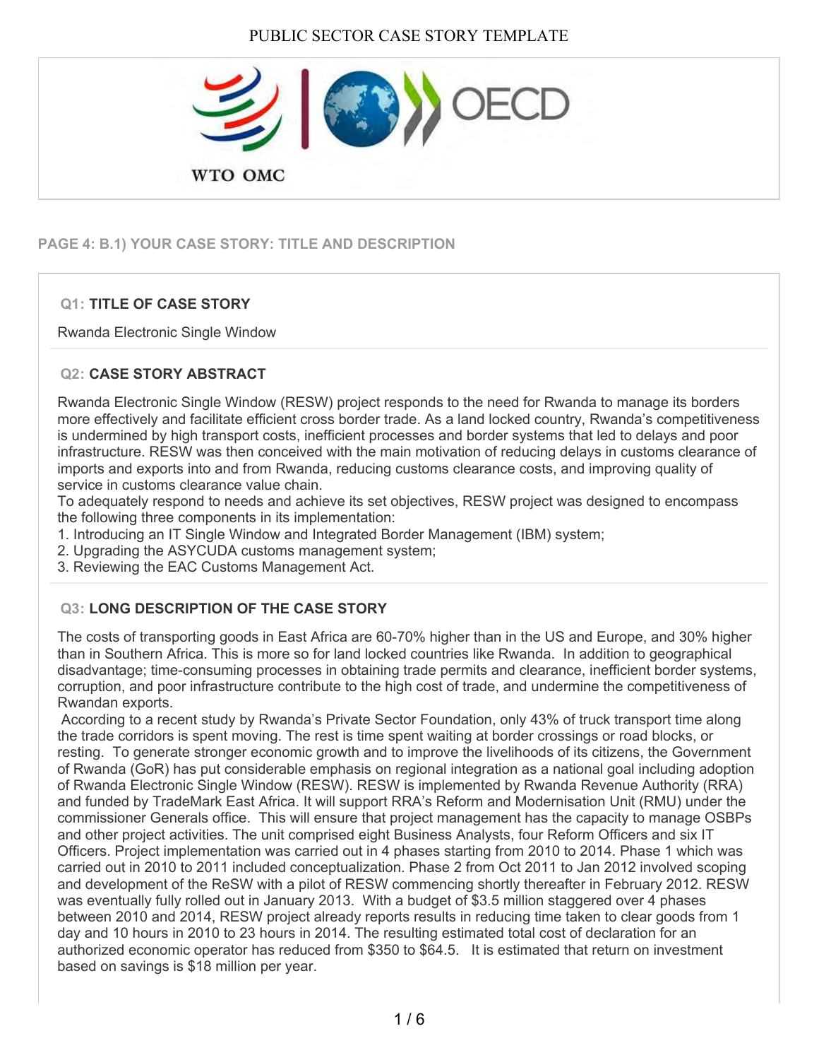PUBLIC SECTOR CASE STORY TEMPLATE

WTO OMC | OECD

## PAGE 4: B.1) YOUR CASE STORY: TITLE AND DESCRIPTION

### Q1: TITLE OF CASE STORY

Rwanda Electronic Single Window

### Q2: CASE STORY ABSTRACT

Rwanda Electronic Single Window (RESW) project responds to the need for Rwanda to manage its borders more effectively and facilitate efficient cross border trade. As a land locked country, Rwanda's competitiveness is undermined by high transport costs, inefficient processes and border systems that led to delays and poor infrastructure. RESW was then conceived with the main motivation of reducing delays in customs clearance of imports and exports into and from Rwanda, reducing customs clearance costs, and improving quality of service in customs clearance value chain.
To adequately respond to needs and achieve its set objectives, RESW project was designed to encompass the following three components in its implementation:

1. Introducing an IT Single Window and Integrated Border Management (IBM) system;
2. Upgrading the ASYCUDA customs management system;
3. Reviewing the EAC Customs Management Act.

### Q3: LONG DESCRIPTION OF THE CASE STORY

The costs of transporting goods in East Africa are 60-70% higher than in the US and Europe, and 30% higher than in Southern Africa. This is more so for land locked countries like Rwanda. In addition to geographical disadvantage; time-consuming processes in obtaining trade permits and clearance, inefficient border systems, corruption, and poor infrastructure contribute to the high cost of trade, and undermine the competitiveness of Rwandan exports.
According to a recent study by Rwanda's Private Sector Foundation, only 43% of truck transport time along the trade corridors is spent moving. The rest is time spent waiting at border crossings or road blocks, or resting. To generate stronger economic growth and to improve the livelihoods of its citizens, the Government of Rwanda (GoR) has put considerable emphasis on regional integration as a national goal including adoption of Rwanda Electronic Single Window (RESW). RESW is implemented by Rwanda Revenue Authority (RRA) and funded by TradeMark East Africa. It will support RRA's Reform and Modernisation Unit (RMU) under the commissioner Generals office. This will ensure that project management has the capacity to manage OSBPs and other project activities. The unit comprised eight Business Analysts, four Reform Officers and six IT Officers. Project implementation was carried out in 4 phases starting from 2010 to 2014. Phase 1 which was carried out in 2010 to 2011 included conceptualization. Phase 2 from Oct 2011 to Jan 2012 involved scoping and development of the ReSW with a pilot of RESW commencing shortly thereafter in February 2012. RESW was eventually fully rolled out in January 2013. With a budget of $3.5 million staggered over 4 phases between 2010 and 2014, RESW project already reports results in reducing time taken to clear goods from 1 day and 10 hours in 2010 to 23 hours in 2014. The resulting estimated total cost of declaration for an authorized economic operator has reduced from $350 to $64.5. It is estimated that return on investment based on savings is $18 million per year.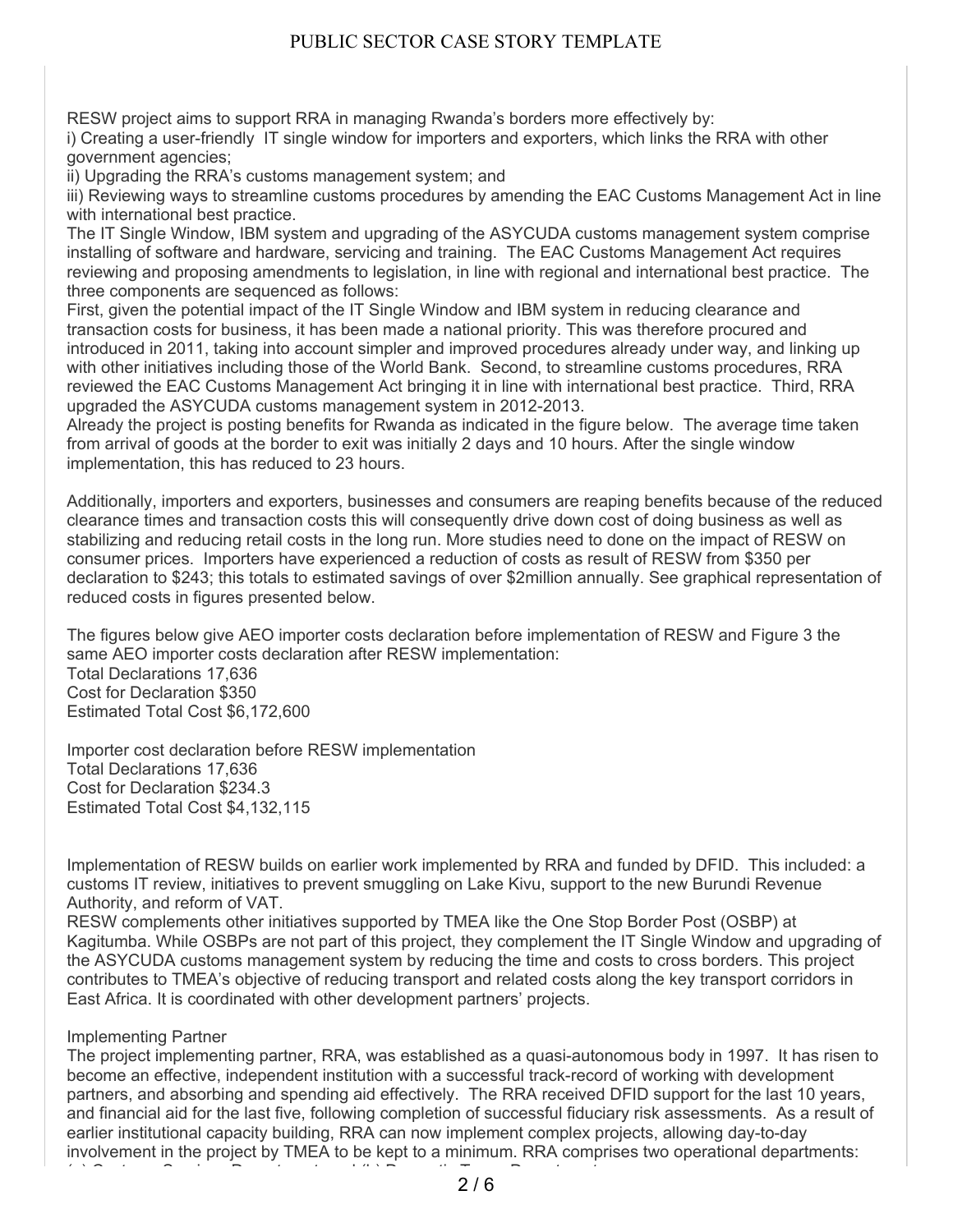RESW project aims to support RRA in managing Rwanda's borders more effectively by:
i) Creating a user-friendly IT single window for importers and exporters, which links the RRA with other government agencies;
ii) Upgrading the RRA's customs management system; and
iii) Reviewing ways to streamline customs procedures by amending the EAC Customs Management Act in line with international best practice.
The IT Single Window, IBM system and upgrading of the ASYCUDA customs management system comprise installing of software and hardware, servicing and training. The EAC Customs Management Act requires reviewing and proposing amendments to legislation, in line with regional and international best practice. The three components are sequenced as follows:
First, given the potential impact of the IT Single Window and IBM system in reducing clearance and transaction costs for business, it has been made a national priority. This was therefore procured and introduced in 2011, taking into account simpler and improved procedures already under way, and linking up with other initiatives including those of the World Bank. Second, to streamline customs procedures, RRA reviewed the EAC Customs Management Act bringing it in line with international best practice. Third, RRA upgraded the ASYCUDA customs management system in 2012-2013.
Already the project is posting benefits for Rwanda as indicated in the figure below. The average time taken from arrival of goods at the border to exit was initially 2 days and 10 hours. After the single window implementation, this has reduced to 23 hours.

Additionally, importers and exporters, businesses and consumers are reaping benefits because of the reduced clearance times and transaction costs this will consequently drive down cost of doing business as well as stabilizing and reducing retail costs in the long run. More studies need to done on the impact of RESW on consumer prices. Importers have experienced a reduction of costs as result of RESW from $350 per declaration to $243; this totals to estimated savings of over $2million annually. See graphical representation of reduced costs in figures presented below.

The figures below give AEO importer costs declaration before implementation of RESW and Figure 3 the same AEO importer costs declaration after RESW implementation:
Total Declarations 17,636
Cost for Declaration $350
Estimated Total Cost $6,172,600

Importer cost declaration before RESW implementation
Total Declarations 17,636
Cost for Declaration $234.3
Estimated Total Cost $4,132,115

Implementation of RESW builds on earlier work implemented by RRA and funded by DFID. This included: a customs IT review, initiatives to prevent smuggling on Lake Kivu, support to the new Burundi Revenue Authority, and reform of VAT.
RESW complements other initiatives supported by TMEA like the One Stop Border Post (OSBP) at Kagitumba. While OSBPs are not part of this project, they complement the IT Single Window and upgrading of the ASYCUDA customs management system by reducing the time and costs to cross borders. This project contributes to TMEA's objective of reducing transport and related costs along the key transport corridors in East Africa. It is coordinated with other development partners' projects.

Implementing Partner
The project implementing partner, RRA, was established as a quasi-autonomous body in 1997. It has risen to become an effective, independent institution with a successful track-record of working with development partners, and absorbing and spending aid effectively. The RRA received DFID support for the last 10 years, and financial aid for the last five, following completion of successful fiduciary risk assessments. As a result of earlier institutional capacity building, RRA can now implement complex projects, allowing day-to-day involvement in the project by TMEA to be kept to a minimum. RRA comprises two operational departments: (a) Customs Services Department and (b) Domestic Taxes Department.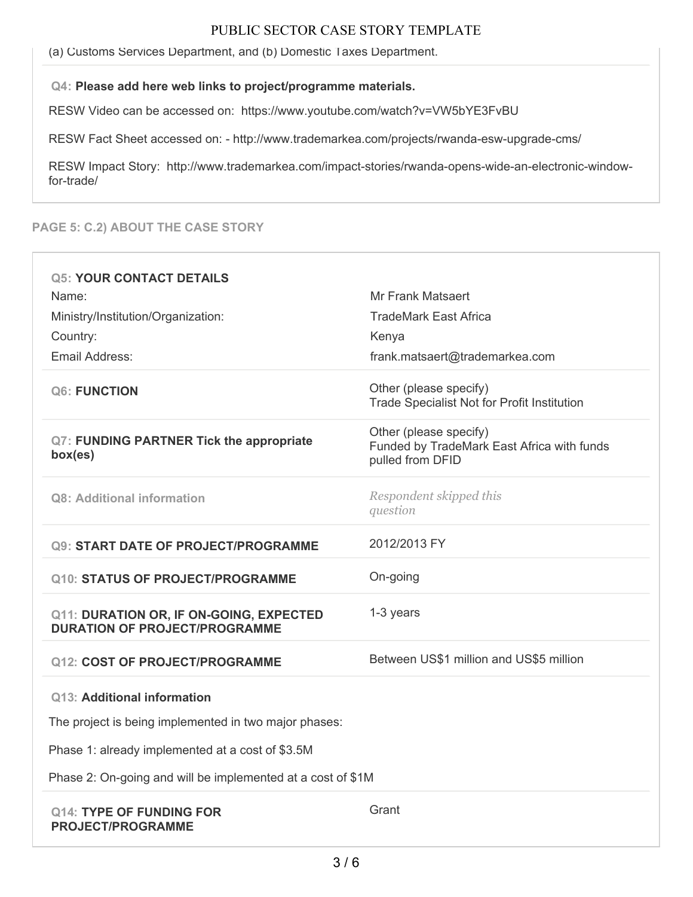(a) Customs Services Department, and (b) Domestic Taxes Department.

**Q4: Please add here web links to project/programme materials.**

RESW Video can be accessed on: https://www.youtube.com/watch?v=VW5bYE3FvBU

RESW Fact Sheet accessed on: - http://www.trademarkea.com/projects/rwanda-esw-upgrade-cms/

RESW Impact Story: http://www.trademarkea.com/impact-stories/rwanda-opens-wide-an-electronic-window-for-trade/

## PAGE 5: C.2) ABOUT THE CASE STORY

**Q5: YOUR CONTACT DETAILS**

| | |
|---|---|
| Name: | Mr Frank Matsaert |
| Ministry/Institution/Organization: | TradeMark East Africa |
| Country: | Kenya |
| Email Address: | frank.matsaert@trademarkea.com |

| | |
|---|---|
| **Q6: FUNCTION** | Other (please specify) Trade Specialist Not for Profit Institution |
| **Q7: FUNDING PARTNER Tick the appropriate box(es)** | Other (please specify) Funded by TradeMark East Africa with funds pulled from DFID |
| **Q8: Additional information** | *Respondent skipped this question* |
| **Q9: START DATE OF PROJECT/PROGRAMME** | 2012/2013 FY |
| **Q10: STATUS OF PROJECT/PROGRAMME** | On-going |
| **Q11: DURATION OR, IF ON-GOING, EXPECTED DURATION OF PROJECT/PROGRAMME** | 1-3 years |
| **Q12: COST OF PROJECT/PROGRAMME** | Between US$1 million and US$5 million |

**Q13: Additional information**

The project is being implemented in two major phases:

Phase 1: already implemented at a cost of $3.5M

Phase 2: On-going and will be implemented at a cost of $1M

| | |
|---|---|
| **Q14: TYPE OF FUNDING FOR PROJECT/PROGRAMME** | Grant |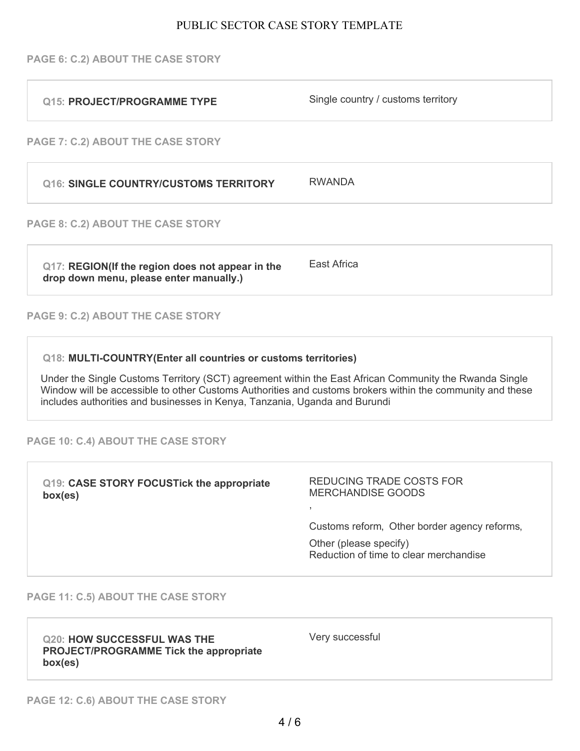**PAGE 6: C.2) ABOUT THE CASE STORY**

| **Q15: PROJECT/PROGRAMME TYPE** | Single country / customs territory |
|---|---|

**PAGE 7: C.2) ABOUT THE CASE STORY**

| **Q16: SINGLE COUNTRY/CUSTOMS TERRITORY** | RWANDA |
|---|---|

**PAGE 8: C.2) ABOUT THE CASE STORY**

| **Q17: REGION(If the region does not appear in the drop down menu, please enter manually.)** | East Africa |
|---|---|

**PAGE 9: C.2) ABOUT THE CASE STORY**

**Q18: MULTI-COUNTRY(Enter all countries or customs territories)**

Under the Single Customs Territory (SCT) agreement within the East African Community the Rwanda Single Window will be accessible to other Customs Authorities and customs brokers within the community and these includes authorities and businesses in Kenya, Tanzania, Uganda and Burundi

**PAGE 10: C.4) ABOUT THE CASE STORY**

| **Q19: CASE STORY FOCUSTick the appropriate box(es)** | REDUCING TRADE COSTS FOR MERCHANDISE GOODS<br>,<br>Customs reform, Other border agency reforms,<br>Other (please specify)<br>Reduction of time to clear merchandise |
|---|---|

**PAGE 11: C.5) ABOUT THE CASE STORY**

| **Q20: HOW SUCCESSFUL WAS THE PROJECT/PROGRAMME Tick the appropriate box(es)** | Very successful |
|---|---|

**PAGE 12: C.6) ABOUT THE CASE STORY**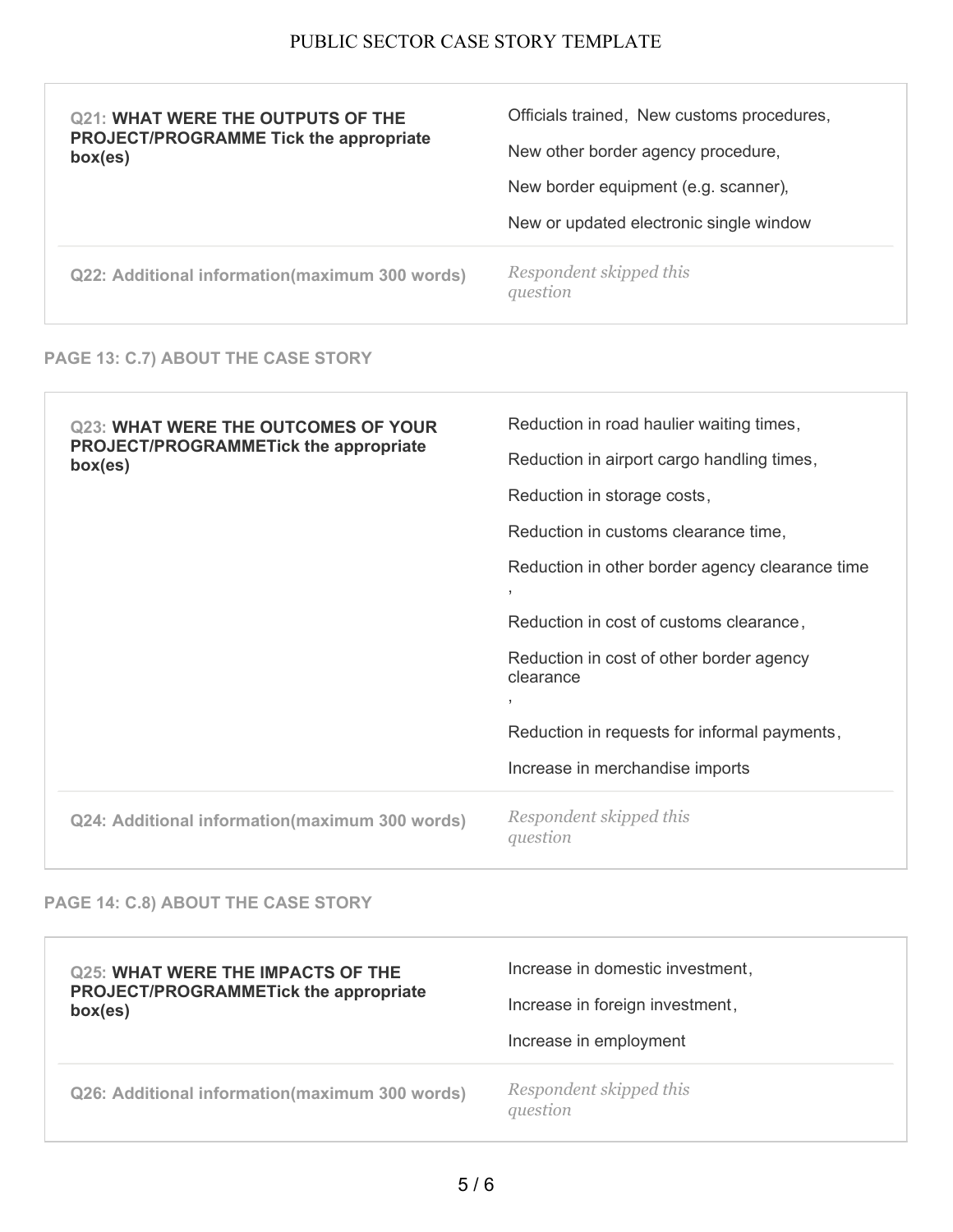| | |
|---|---|
| **Q21: WHAT WERE THE OUTPUTS OF THE PROJECT/PROGRAMME Tick the appropriate box(es)** | Officials trained, New customs procedures,<br>New other border agency procedure,<br>New border equipment (e.g. scanner),<br>New or updated electronic single window |
| **Q22: Additional information(maximum 300 words)** | *Respondent skipped this question* |

## PAGE 13: C.7) ABOUT THE CASE STORY

| | |
|---|---|
| **Q23: WHAT WERE THE OUTCOMES OF YOUR PROJECT/PROGRAMMETick the appropriate box(es)** | Reduction in road haulier waiting times,<br>Reduction in airport cargo handling times,<br>Reduction in storage costs,<br>Reduction in customs clearance time,<br>Reduction in other border agency clearance time ,<br>Reduction in cost of customs clearance,<br>Reduction in cost of other border agency clearance ,<br>Reduction in requests for informal payments,<br>Increase in merchandise imports |
| **Q24: Additional information(maximum 300 words)** | *Respondent skipped this question* |

## PAGE 14: C.8) ABOUT THE CASE STORY

| | |
|---|---|
| **Q25: WHAT WERE THE IMPACTS OF THE PROJECT/PROGRAMMETick the appropriate box(es)** | Increase in domestic investment,<br>Increase in foreign investment,<br>Increase in employment |
| **Q26: Additional information(maximum 300 words)** | *Respondent skipped this question* |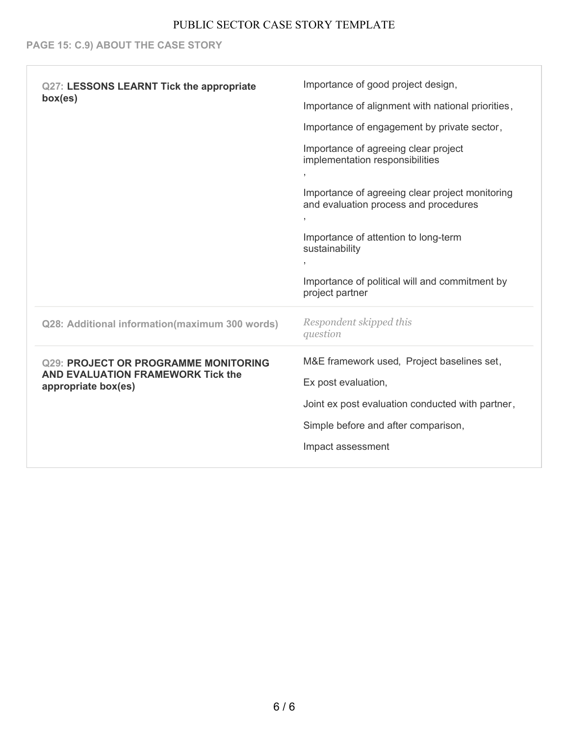## PAGE 15: C.9) ABOUT THE CASE STORY

| | |
|---|---|
| **Q27: LESSONS LEARNT Tick the appropriate box(es)** | Importance of good project design,<br>Importance of alignment with national priorities,<br>Importance of engagement by private sector,<br>Importance of agreeing clear project implementation responsibilities<br>,<br>Importance of agreeing clear project monitoring and evaluation process and procedures<br>,<br>Importance of attention to long-term sustainability<br>,<br>Importance of political will and commitment by project partner |
| **Q28: Additional information(maximum 300 words)** | *Respondent skipped this question* |
| **Q29: PROJECT OR PROGRAMME MONITORING AND EVALUATION FRAMEWORK Tick the appropriate box(es)** | M&E framework used, Project baselines set,<br>Ex post evaluation,<br>Joint ex post evaluation conducted with partner,<br>Simple before and after comparison,<br>Impact assessment |